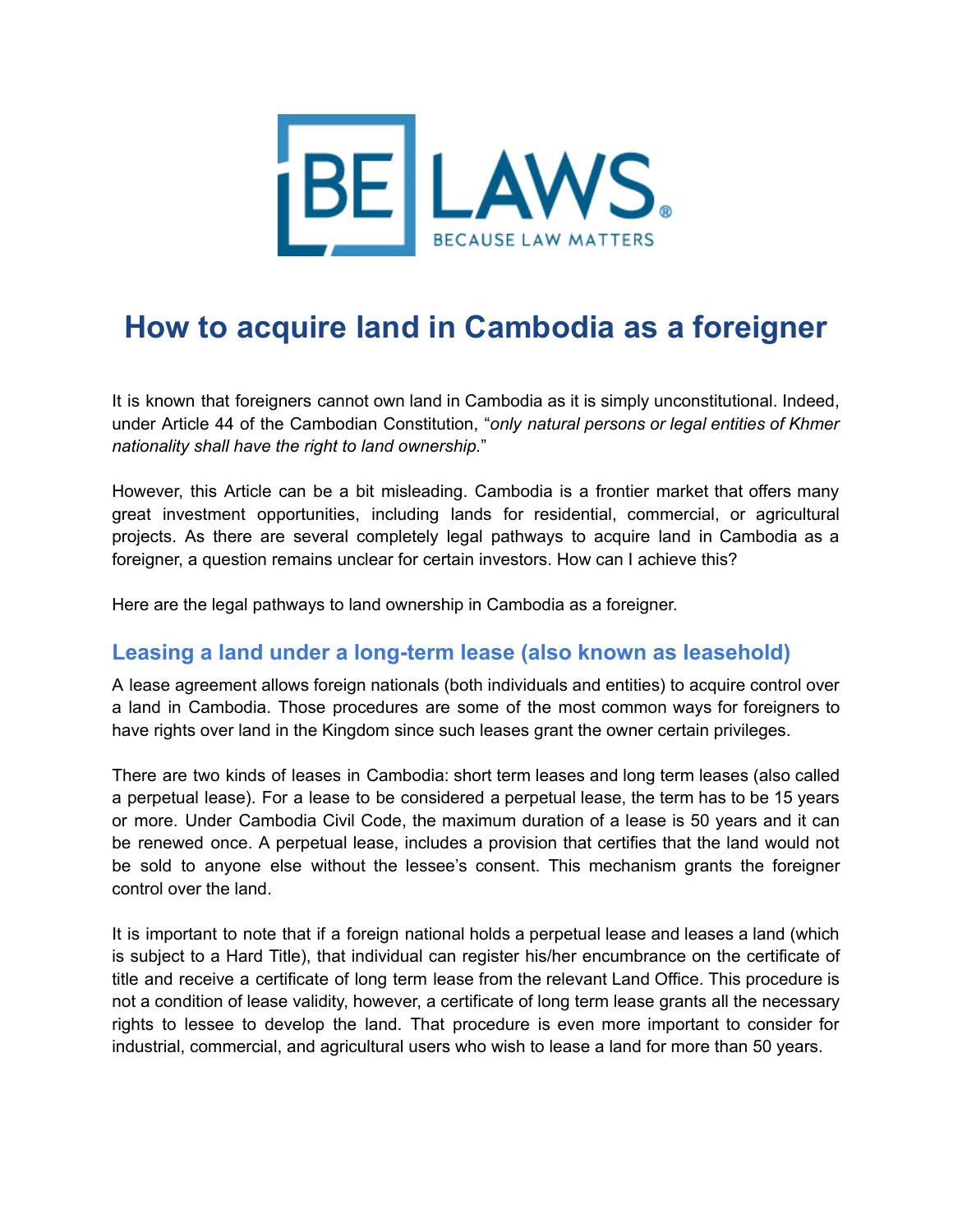# How to acquire land in Cambodia as a foreigner

It is known that foreigners cannot own land in Cambodia as it is simply unconstitutional. Indeed, under Article 44 of the Cambodian Constitution, "*only natural persons or legal entities of Khmer nationality shall have the right to land ownership.*"

However, this Article can be a bit misleading. Cambodia is a frontier market that offers many great investment opportunities, including lands for residential, commercial, or agricultural projects. As there are several completely legal pathways to acquire land in Cambodia as a foreigner, a question remains unclear for certain investors. How can I achieve this?

Here are the legal pathways to land ownership in Cambodia as a foreigner.

## Leasing a land under a long-term lease (also known as leasehold)

A lease agreement allows foreign nationals (both individuals and entities) to acquire control over a land in Cambodia. Those procedures are some of the most common ways for foreigners to have rights over land in the Kingdom since such leases grant the owner certain privileges.

There are two kinds of leases in Cambodia: short term leases and long term leases (also called a perpetual lease). For a lease to be considered a perpetual lease, the term has to be 15 years or more. Under Cambodia Civil Code, the maximum duration of a lease is 50 years and it can be renewed once. A perpetual lease, includes a provision that certifies that the land would not be sold to anyone else without the lessee's consent. This mechanism grants the foreigner control over the land.

It is important to note that if a foreign national holds a perpetual lease and leases a land (which is subject to a Hard Title), that individual can register his/her encumbrance on the certificate of title and receive a certificate of long term lease from the relevant Land Office. This procedure is not a condition of lease validity, however, a certificate of long term lease grants all the necessary rights to lessee to develop the land. That procedure is even more important to consider for industrial, commercial, and agricultural users who wish to lease a land for more than 50 years.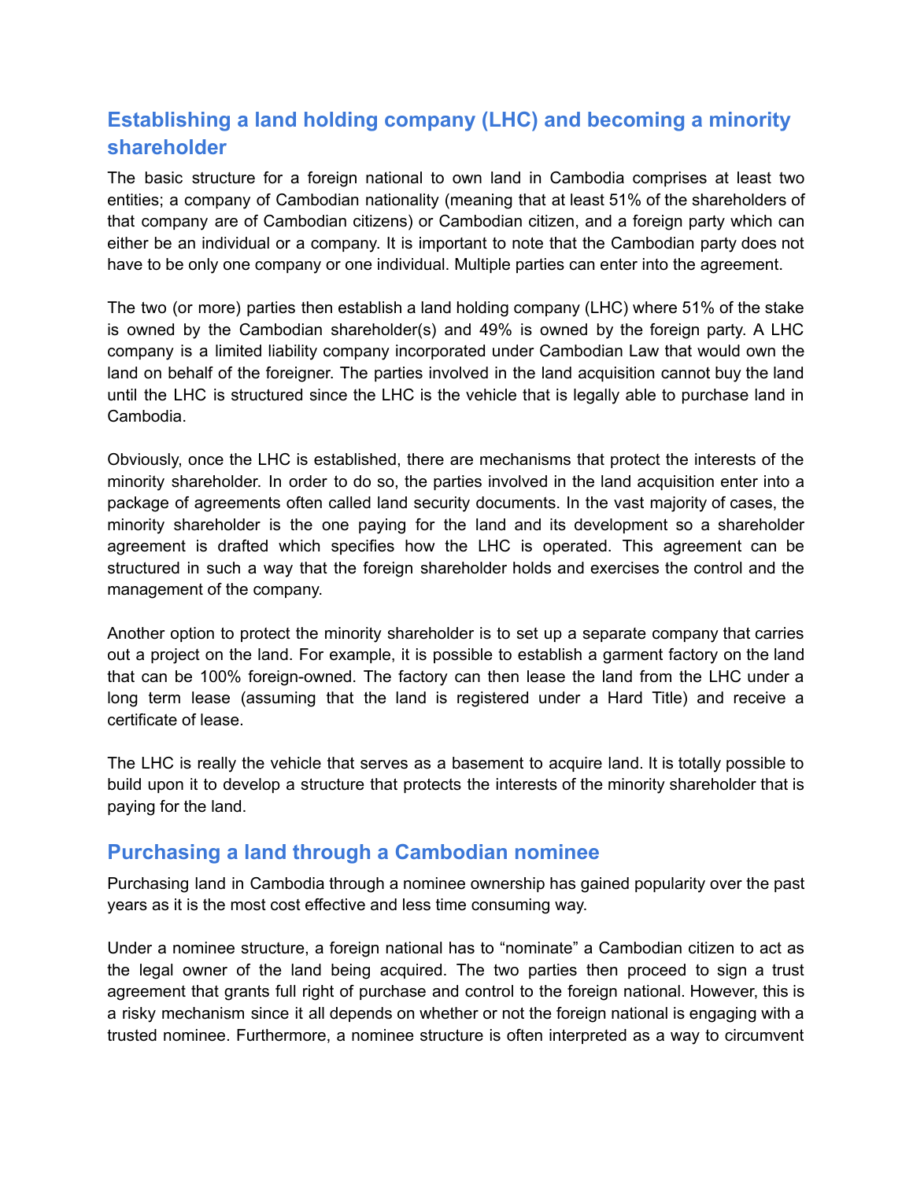## Establishing a land holding company (LHC) and becoming a minority shareholder

The basic structure for a foreign national to own land in Cambodia comprises at least two entities; a company of Cambodian nationality (meaning that at least 51% of the shareholders of that company are of Cambodian citizens) or Cambodian citizen, and a foreign party which can either be an individual or a company. It is important to note that the Cambodian party does not have to be only one company or one individual. Multiple parties can enter into the agreement.

The two (or more) parties then establish a land holding company (LHC) where 51% of the stake is owned by the Cambodian shareholder(s) and 49% is owned by the foreign party. A LHC company is a limited liability company incorporated under Cambodian Law that would own the land on behalf of the foreigner. The parties involved in the land acquisition cannot buy the land until the LHC is structured since the LHC is the vehicle that is legally able to purchase land in Cambodia.

Obviously, once the LHC is established, there are mechanisms that protect the interests of the minority shareholder. In order to do so, the parties involved in the land acquisition enter into a package of agreements often called land security documents. In the vast majority of cases, the minority shareholder is the one paying for the land and its development so a shareholder agreement is drafted which specifies how the LHC is operated. This agreement can be structured in such a way that the foreign shareholder holds and exercises the control and the management of the company.

Another option to protect the minority shareholder is to set up a separate company that carries out a project on the land. For example, it is possible to establish a garment factory on the land that can be 100% foreign-owned. The factory can then lease the land from the LHC under a long term lease (assuming that the land is registered under a Hard Title) and receive a certificate of lease.

The LHC is really the vehicle that serves as a basement to acquire land. It is totally possible to build upon it to develop a structure that protects the interests of the minority shareholder that is paying for the land.

## Purchasing a land through a Cambodian nominee

Purchasing land in Cambodia through a nominee ownership has gained popularity over the past years as it is the most cost effective and less time consuming way.

Under a nominee structure, a foreign national has to "nominate" a Cambodian citizen to act as the legal owner of the land being acquired. The two parties then proceed to sign a trust agreement that grants full right of purchase and control to the foreign national. However, this is a risky mechanism since it all depends on whether or not the foreign national is engaging with a trusted nominee. Furthermore, a nominee structure is often interpreted as a way to circumvent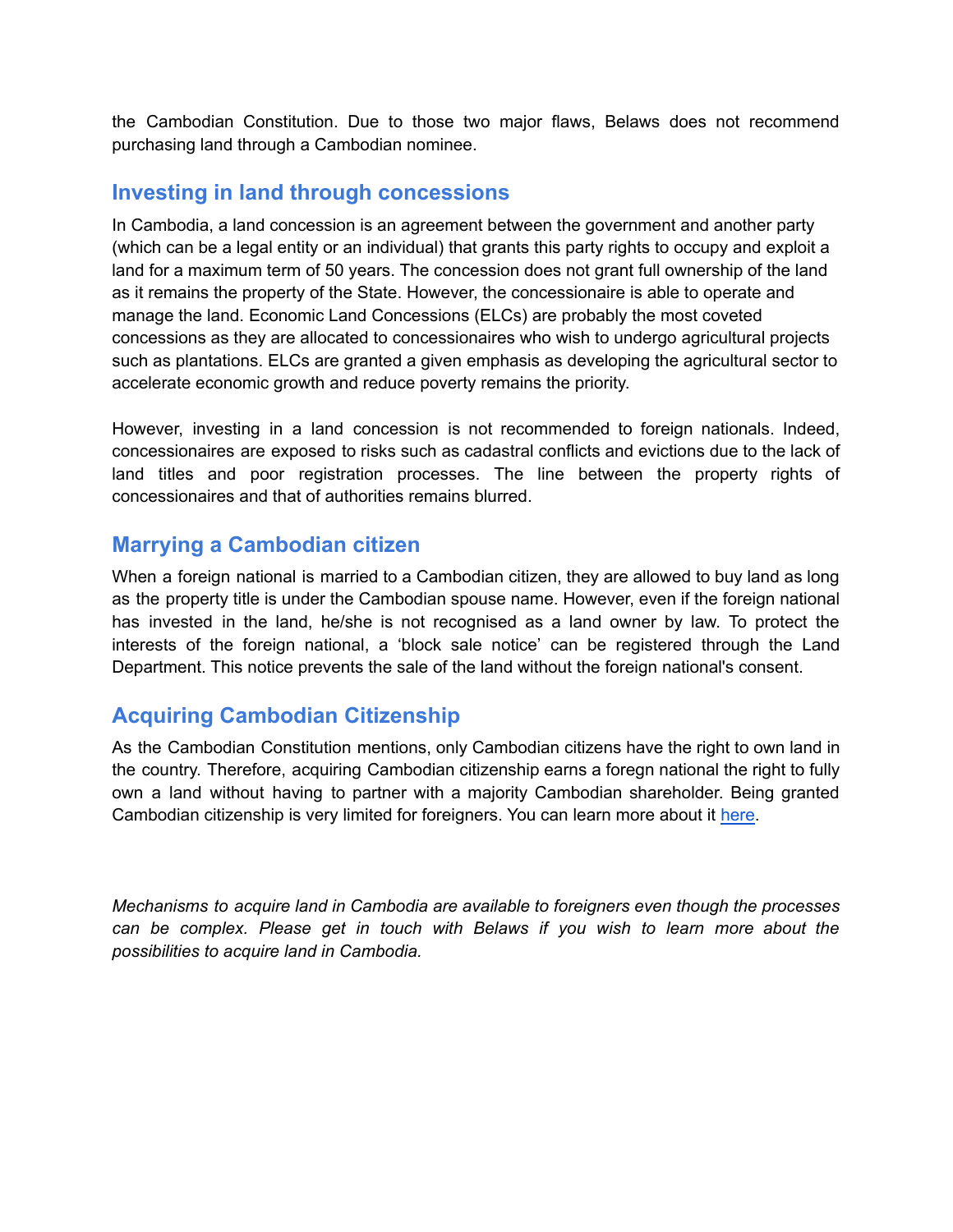the Cambodian Constitution. Due to those two major flaws, Belaws does not recommend purchasing land through a Cambodian nominee.

## Investing in land through concessions

In Cambodia, a land concession is an agreement between the government and another party (which can be a legal entity or an individual) that grants this party rights to occupy and exploit a land for a maximum term of 50 years. The concession does not grant full ownership of the land as it remains the property of the State. However, the concessionaire is able to operate and manage the land. Economic Land Concessions (ELCs) are probably the most coveted concessions as they are allocated to concessionaires who wish to undergo agricultural projects such as plantations. ELCs are granted a given emphasis as developing the agricultural sector to accelerate economic growth and reduce poverty remains the priority.

However, investing in a land concession is not recommended to foreign nationals. Indeed, concessionaires are exposed to risks such as cadastral conflicts and evictions due to the lack of land titles and poor registration processes. The line between the property rights of concessionaires and that of authorities remains blurred.

## Marrying a Cambodian citizen

When a foreign national is married to a Cambodian citizen, they are allowed to buy land as long as the property title is under the Cambodian spouse name. However, even if the foreign national has invested in the land, he/she is not recognised as a land owner by law. To protect the interests of the foreign national, a 'block sale notice' can be registered through the Land Department. This notice prevents the sale of the land without the foreign national's consent.

## Acquiring Cambodian Citizenship

As the Cambodian Constitution mentions, only Cambodian citizens have the right to own land in the country. Therefore, acquiring Cambodian citizenship earns a foregn national the right to fully own a land without having to partner with a majority Cambodian shareholder. Being granted Cambodian citizenship is very limited for foreigners. You can learn more about it here.

*Mechanisms to acquire land in Cambodia are available to foreigners even though the processes can be complex. Please get in touch with Belaws if you wish to learn more about the possibilities to acquire land in Cambodia.*